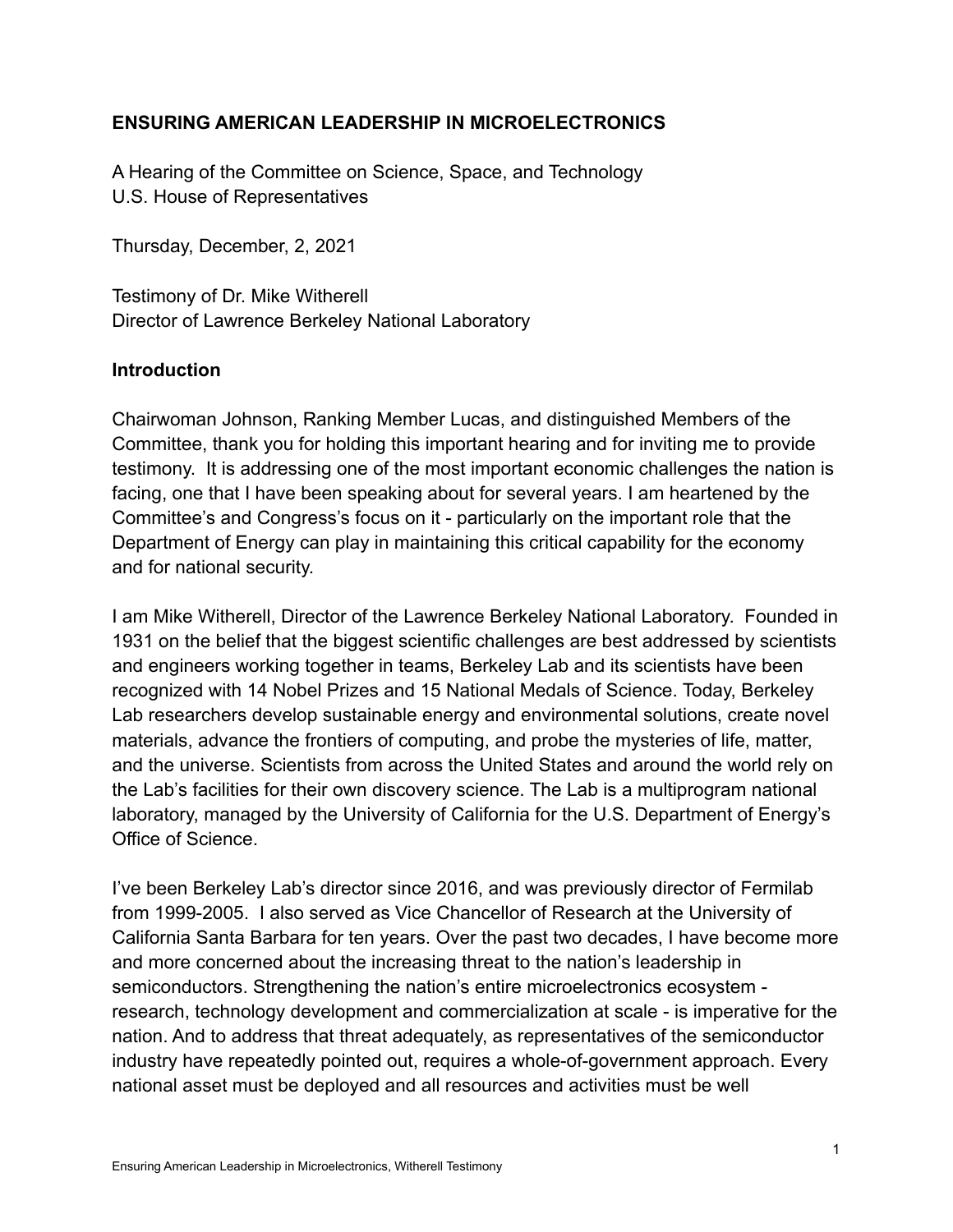**ENSURING AMERICAN LEADERSHIP IN MICROELECTRONICS**

A Hearing of the Committee on Science, Space, and Technology
U.S. House of Representatives

Thursday, December, 2, 2021

Testimony of Dr. Mike Witherell
Director of Lawrence Berkeley National Laboratory

## Introduction

Chairwoman Johnson, Ranking Member Lucas, and distinguished Members of the Committee, thank you for holding this important hearing and for inviting me to provide testimony. It is addressing one of the most important economic challenges the nation is facing, one that I have been speaking about for several years. I am heartened by the Committee's and Congress's focus on it - particularly on the important role that the Department of Energy can play in maintaining this critical capability for the economy and for national security.

I am Mike Witherell, Director of the Lawrence Berkeley National Laboratory. Founded in 1931 on the belief that the biggest scientific challenges are best addressed by scientists and engineers working together in teams, Berkeley Lab and its scientists have been recognized with 14 Nobel Prizes and 15 National Medals of Science. Today, Berkeley Lab researchers develop sustainable energy and environmental solutions, create novel materials, advance the frontiers of computing, and probe the mysteries of life, matter, and the universe. Scientists from across the United States and around the world rely on the Lab's facilities for their own discovery science. The Lab is a multiprogram national laboratory, managed by the University of California for the U.S. Department of Energy's Office of Science.

I've been Berkeley Lab's director since 2016, and was previously director of Fermilab from 1999-2005. I also served as Vice Chancellor of Research at the University of California Santa Barbara for ten years. Over the past two decades, I have become more and more concerned about the increasing threat to the nation's leadership in semiconductors. Strengthening the nation's entire microelectronics ecosystem - research, technology development and commercialization at scale - is imperative for the nation. And to address that threat adequately, as representatives of the semiconductor industry have repeatedly pointed out, requires a whole-of-government approach. Every national asset must be deployed and all resources and activities must be well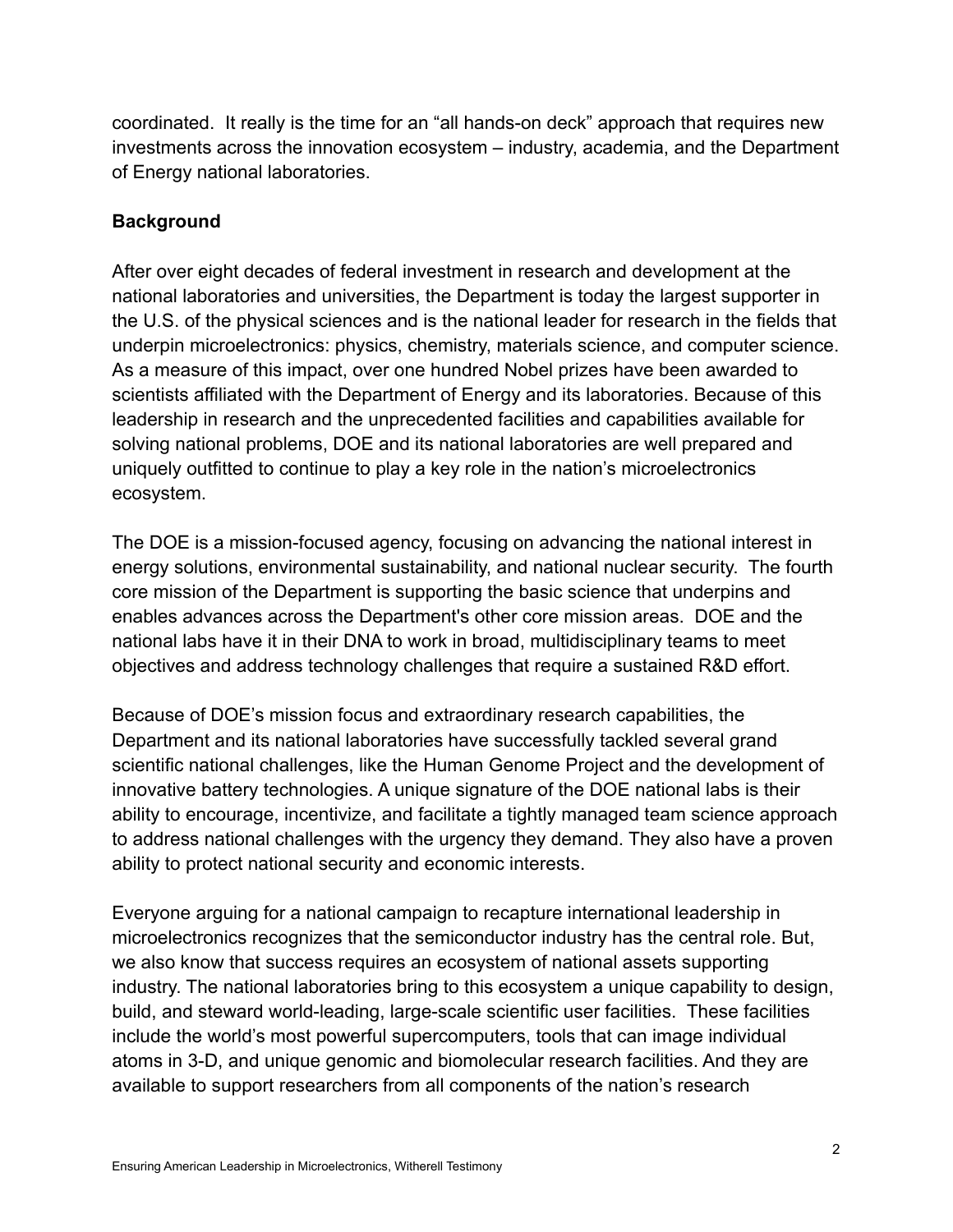coordinated. It really is the time for an "all hands-on deck" approach that requires new investments across the innovation ecosystem – industry, academia, and the Department of Energy national laboratories.

**Background**

After over eight decades of federal investment in research and development at the national laboratories and universities, the Department is today the largest supporter in the U.S. of the physical sciences and is the national leader for research in the fields that underpin microelectronics: physics, chemistry, materials science, and computer science. As a measure of this impact, over one hundred Nobel prizes have been awarded to scientists affiliated with the Department of Energy and its laboratories. Because of this leadership in research and the unprecedented facilities and capabilities available for solving national problems, DOE and its national laboratories are well prepared and uniquely outfitted to continue to play a key role in the nation's microelectronics ecosystem.

The DOE is a mission-focused agency, focusing on advancing the national interest in energy solutions, environmental sustainability, and national nuclear security. The fourth core mission of the Department is supporting the basic science that underpins and enables advances across the Department's other core mission areas. DOE and the national labs have it in their DNA to work in broad, multidisciplinary teams to meet objectives and address technology challenges that require a sustained R&D effort.

Because of DOE's mission focus and extraordinary research capabilities, the Department and its national laboratories have successfully tackled several grand scientific national challenges, like the Human Genome Project and the development of innovative battery technologies. A unique signature of the DOE national labs is their ability to encourage, incentivize, and facilitate a tightly managed team science approach to address national challenges with the urgency they demand. They also have a proven ability to protect national security and economic interests.

Everyone arguing for a national campaign to recapture international leadership in microelectronics recognizes that the semiconductor industry has the central role. But, we also know that success requires an ecosystem of national assets supporting industry. The national laboratories bring to this ecosystem a unique capability to design, build, and steward world-leading, large-scale scientific user facilities. These facilities include the world's most powerful supercomputers, tools that can image individual atoms in 3-D, and unique genomic and biomolecular research facilities. And they are available to support researchers from all components of the nation's research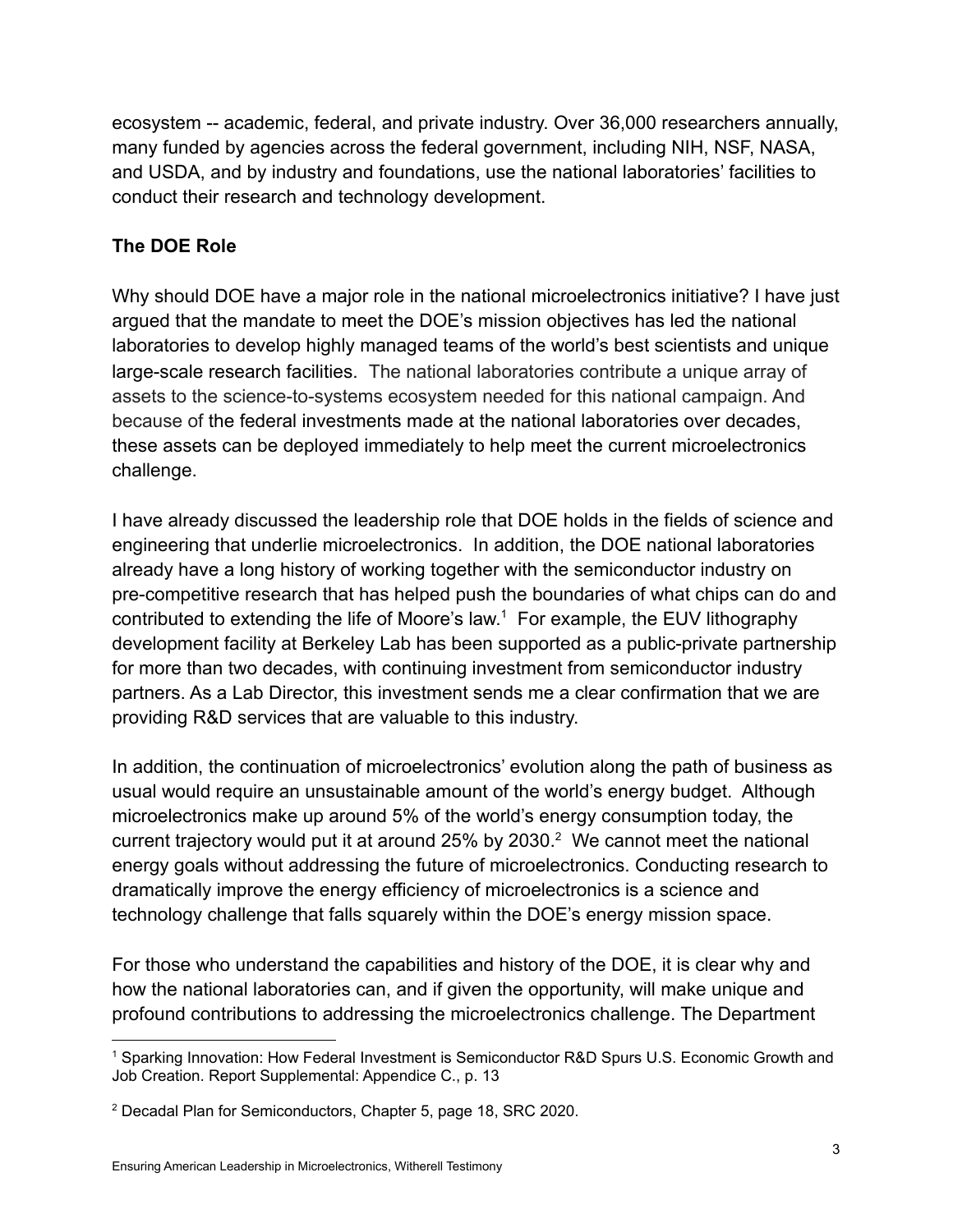ecosystem -- academic, federal, and private industry. Over 36,000 researchers annually, many funded by agencies across the federal government, including NIH, NSF, NASA, and USDA, and by industry and foundations, use the national laboratories' facilities to conduct their research and technology development.

### The DOE Role

Why should DOE have a major role in the national microelectronics initiative? I have just argued that the mandate to meet the DOE's mission objectives has led the national laboratories to develop highly managed teams of the world's best scientists and unique large-scale research facilities. The national laboratories contribute a unique array of assets to the science-to-systems ecosystem needed for this national campaign. And because of the federal investments made at the national laboratories over decades, these assets can be deployed immediately to help meet the current microelectronics challenge.

I have already discussed the leadership role that DOE holds in the fields of science and engineering that underlie microelectronics. In addition, the DOE national laboratories already have a long history of working together with the semiconductor industry on pre-competitive research that has helped push the boundaries of what chips can do and contributed to extending the life of Moore's law.[1] For example, the EUV lithography development facility at Berkeley Lab has been supported as a public-private partnership for more than two decades, with continuing investment from semiconductor industry partners. As a Lab Director, this investment sends me a clear confirmation that we are providing R&D services that are valuable to this industry.

In addition, the continuation of microelectronics' evolution along the path of business as usual would require an unsustainable amount of the world's energy budget. Although microelectronics make up around 5% of the world's energy consumption today, the current trajectory would put it at around 25% by 2030.[2] We cannot meet the national energy goals without addressing the future of microelectronics. Conducting research to dramatically improve the energy efficiency of microelectronics is a science and technology challenge that falls squarely within the DOE's energy mission space.

For those who understand the capabilities and history of the DOE, it is clear why and how the national laboratories can, and if given the opportunity, will make unique and profound contributions to addressing the microelectronics challenge. The Department

---

[1] Sparking Innovation: How Federal Investment is Semiconductor R&D Spurs U.S. Economic Growth and Job Creation. Report Supplemental: Appendice C., p. 13

[2] Decadal Plan for Semiconductors, Chapter 5, page 18, SRC 2020.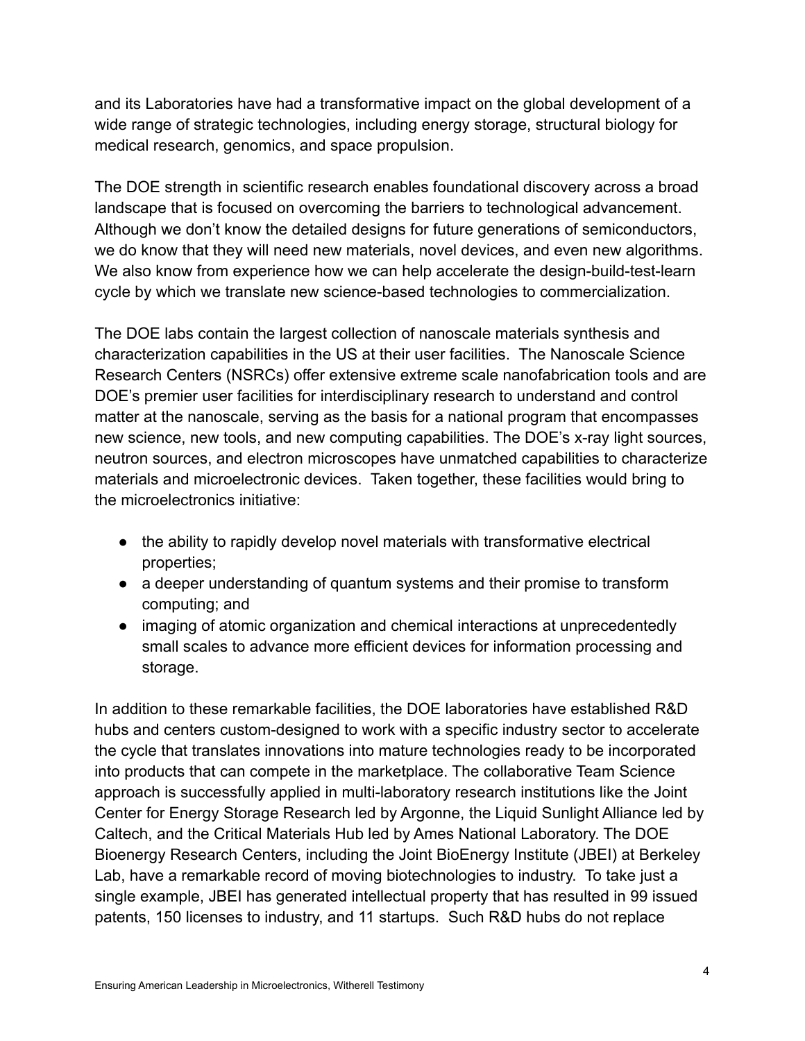and its Laboratories have had a transformative impact on the global development of a wide range of strategic technologies, including energy storage, structural biology for medical research, genomics, and space propulsion.

The DOE strength in scientific research enables foundational discovery across a broad landscape that is focused on overcoming the barriers to technological advancement. Although we don't know the detailed designs for future generations of semiconductors, we do know that they will need new materials, novel devices, and even new algorithms. We also know from experience how we can help accelerate the design-build-test-learn cycle by which we translate new science-based technologies to commercialization.

The DOE labs contain the largest collection of nanoscale materials synthesis and characterization capabilities in the US at their user facilities. The Nanoscale Science Research Centers (NSRCs) offer extensive extreme scale nanofabrication tools and are DOE's premier user facilities for interdisciplinary research to understand and control matter at the nanoscale, serving as the basis for a national program that encompasses new science, new tools, and new computing capabilities. The DOE's x-ray light sources, neutron sources, and electron microscopes have unmatched capabilities to characterize materials and microelectronic devices. Taken together, these facilities would bring to the microelectronics initiative:

- the ability to rapidly develop novel materials with transformative electrical properties;
- a deeper understanding of quantum systems and their promise to transform computing; and
- imaging of atomic organization and chemical interactions at unprecedentedly small scales to advance more efficient devices for information processing and storage.

In addition to these remarkable facilities, the DOE laboratories have established R&D hubs and centers custom-designed to work with a specific industry sector to accelerate the cycle that translates innovations into mature technologies ready to be incorporated into products that can compete in the marketplace. The collaborative Team Science approach is successfully applied in multi-laboratory research institutions like the Joint Center for Energy Storage Research led by Argonne, the Liquid Sunlight Alliance led by Caltech, and the Critical Materials Hub led by Ames National Laboratory. The DOE Bioenergy Research Centers, including the Joint BioEnergy Institute (JBEI) at Berkeley Lab, have a remarkable record of moving biotechnologies to industry. To take just a single example, JBEI has generated intellectual property that has resulted in 99 issued patents, 150 licenses to industry, and 11 startups. Such R&D hubs do not replace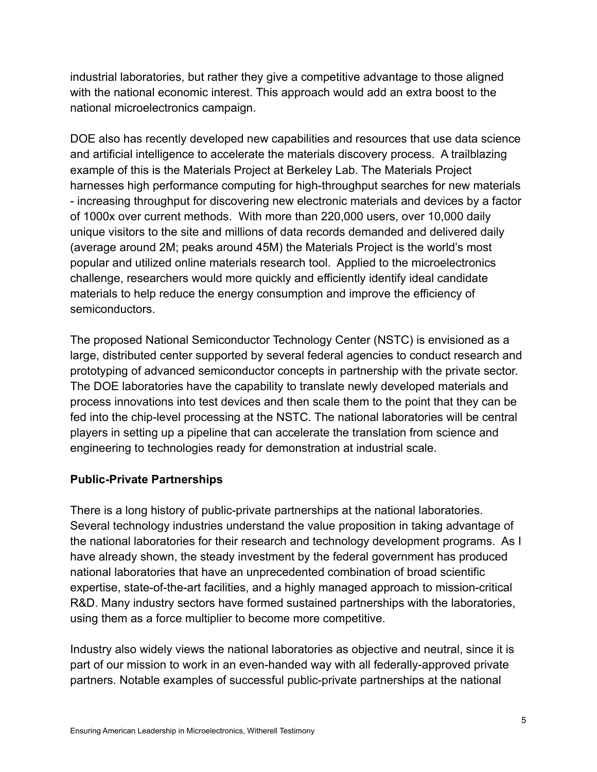industrial laboratories, but rather they give a competitive advantage to those aligned with the national economic interest. This approach would add an extra boost to the national microelectronics campaign.

DOE also has recently developed new capabilities and resources that use data science and artificial intelligence to accelerate the materials discovery process. A trailblazing example of this is the Materials Project at Berkeley Lab. The Materials Project harnesses high performance computing for high-throughput searches for new materials - increasing throughput for discovering new electronic materials and devices by a factor of 1000x over current methods. With more than 220,000 users, over 10,000 daily unique visitors to the site and millions of data records demanded and delivered daily (average around 2M; peaks around 45M) the Materials Project is the world's most popular and utilized online materials research tool. Applied to the microelectronics challenge, researchers would more quickly and efficiently identify ideal candidate materials to help reduce the energy consumption and improve the efficiency of semiconductors.

The proposed National Semiconductor Technology Center (NSTC) is envisioned as a large, distributed center supported by several federal agencies to conduct research and prototyping of advanced semiconductor concepts in partnership with the private sector. The DOE laboratories have the capability to translate newly developed materials and process innovations into test devices and then scale them to the point that they can be fed into the chip-level processing at the NSTC. The national laboratories will be central players in setting up a pipeline that can accelerate the translation from science and engineering to technologies ready for demonstration at industrial scale.

**Public-Private Partnerships**

There is a long history of public-private partnerships at the national laboratories. Several technology industries understand the value proposition in taking advantage of the national laboratories for their research and technology development programs. As I have already shown, the steady investment by the federal government has produced national laboratories that have an unprecedented combination of broad scientific expertise, state-of-the-art facilities, and a highly managed approach to mission-critical R&D. Many industry sectors have formed sustained partnerships with the laboratories, using them as a force multiplier to become more competitive.

Industry also widely views the national laboratories as objective and neutral, since it is part of our mission to work in an even-handed way with all federally-approved private partners. Notable examples of successful public-private partnerships at the national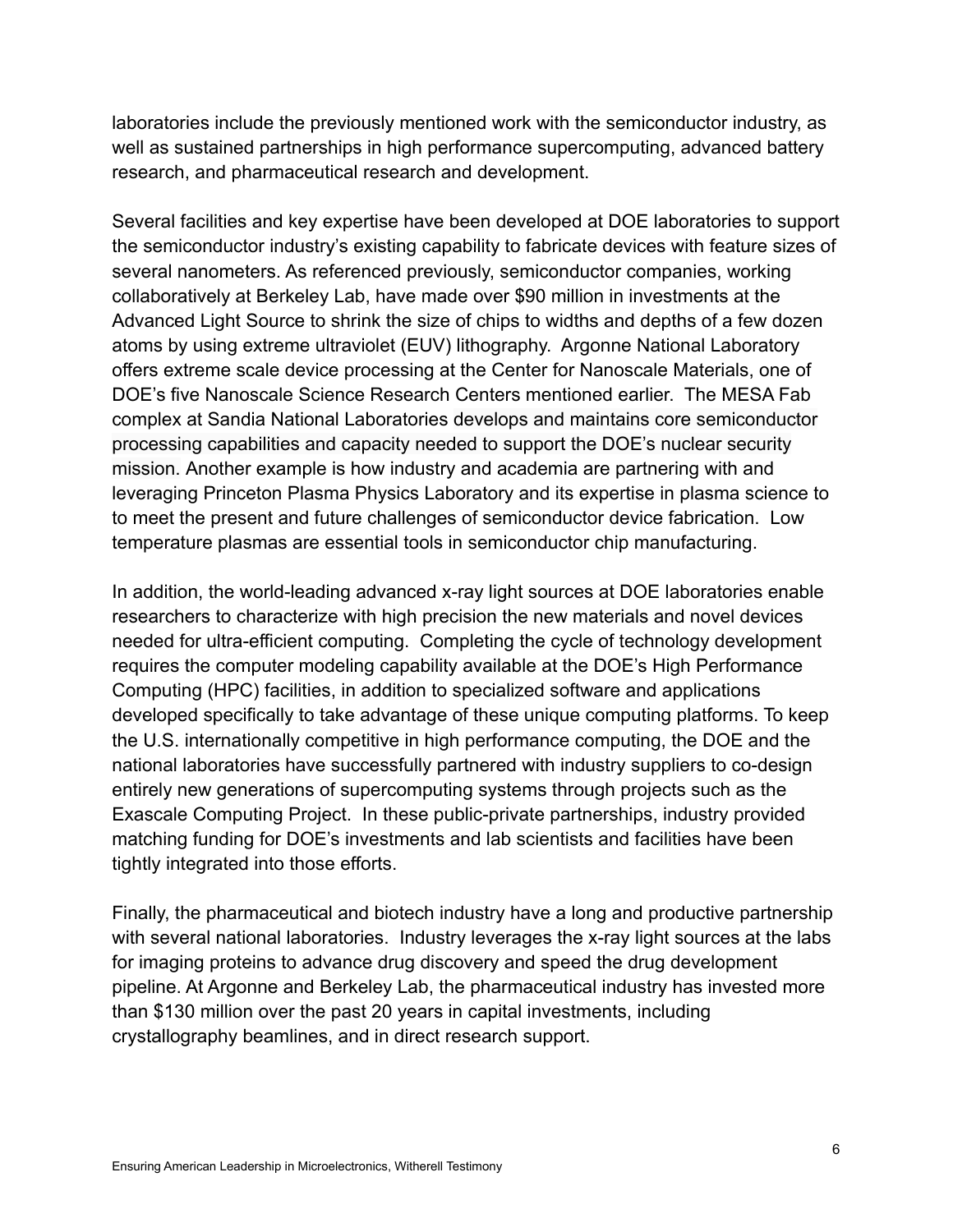laboratories include the previously mentioned work with the semiconductor industry, as well as sustained partnerships in high performance supercomputing, advanced battery research, and pharmaceutical research and development.

Several facilities and key expertise have been developed at DOE laboratories to support the semiconductor industry's existing capability to fabricate devices with feature sizes of several nanometers. As referenced previously, semiconductor companies, working collaboratively at Berkeley Lab, have made over $90 million in investments at the Advanced Light Source to shrink the size of chips to widths and depths of a few dozen atoms by using extreme ultraviolet (EUV) lithography. Argonne National Laboratory offers extreme scale device processing at the Center for Nanoscale Materials, one of DOE's five Nanoscale Science Research Centers mentioned earlier. The MESA Fab complex at Sandia National Laboratories develops and maintains core semiconductor processing capabilities and capacity needed to support the DOE's nuclear security mission. Another example is how industry and academia are partnering with and leveraging Princeton Plasma Physics Laboratory and its expertise in plasma science to to meet the present and future challenges of semiconductor device fabrication. Low temperature plasmas are essential tools in semiconductor chip manufacturing.

In addition, the world-leading advanced x-ray light sources at DOE laboratories enable researchers to characterize with high precision the new materials and novel devices needed for ultra-efficient computing. Completing the cycle of technology development requires the computer modeling capability available at the DOE's High Performance Computing (HPC) facilities, in addition to specialized software and applications developed specifically to take advantage of these unique computing platforms. To keep the U.S. internationally competitive in high performance computing, the DOE and the national laboratories have successfully partnered with industry suppliers to co-design entirely new generations of supercomputing systems through projects such as the Exascale Computing Project. In these public-private partnerships, industry provided matching funding for DOE's investments and lab scientists and facilities have been tightly integrated into those efforts.

Finally, the pharmaceutical and biotech industry have a long and productive partnership with several national laboratories. Industry leverages the x-ray light sources at the labs for imaging proteins to advance drug discovery and speed the drug development pipeline. At Argonne and Berkeley Lab, the pharmaceutical industry has invested more than $130 million over the past 20 years in capital investments, including crystallography beamlines, and in direct research support.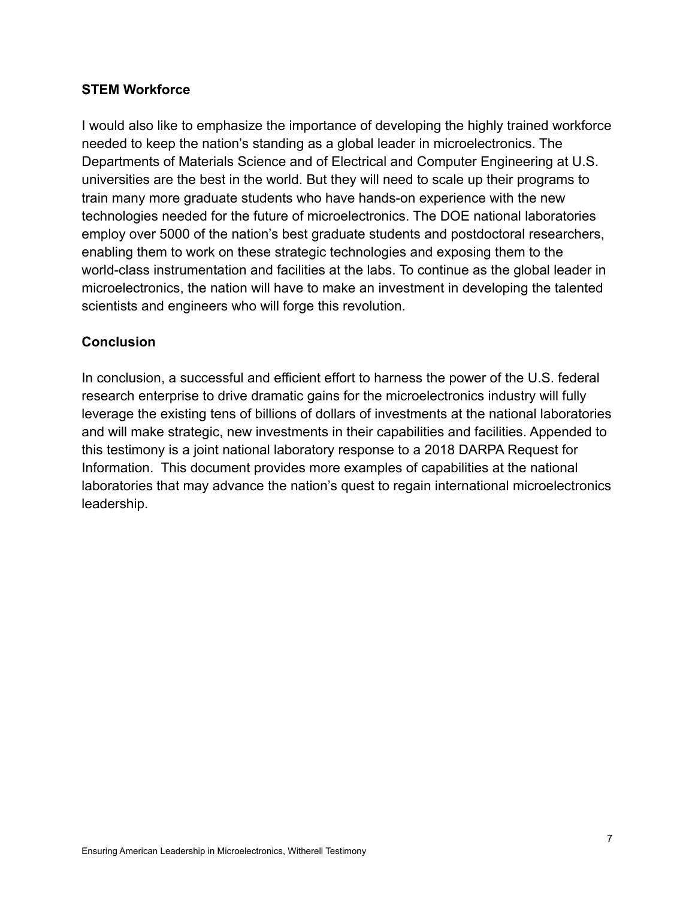## STEM Workforce

I would also like to emphasize the importance of developing the highly trained workforce needed to keep the nation's standing as a global leader in microelectronics. The Departments of Materials Science and of Electrical and Computer Engineering at U.S. universities are the best in the world. But they will need to scale up their programs to train many more graduate students who have hands-on experience with the new technologies needed for the future of microelectronics. The DOE national laboratories employ over 5000 of the nation's best graduate students and postdoctoral researchers, enabling them to work on these strategic technologies and exposing them to the world-class instrumentation and facilities at the labs. To continue as the global leader in microelectronics, the nation will have to make an investment in developing the talented scientists and engineers who will forge this revolution.

## Conclusion

In conclusion, a successful and efficient effort to harness the power of the U.S. federal research enterprise to drive dramatic gains for the microelectronics industry will fully leverage the existing tens of billions of dollars of investments at the national laboratories and will make strategic, new investments in their capabilities and facilities. Appended to this testimony is a joint national laboratory response to a 2018 DARPA Request for Information. This document provides more examples of capabilities at the national laboratories that may advance the nation's quest to regain international microelectronics leadership.